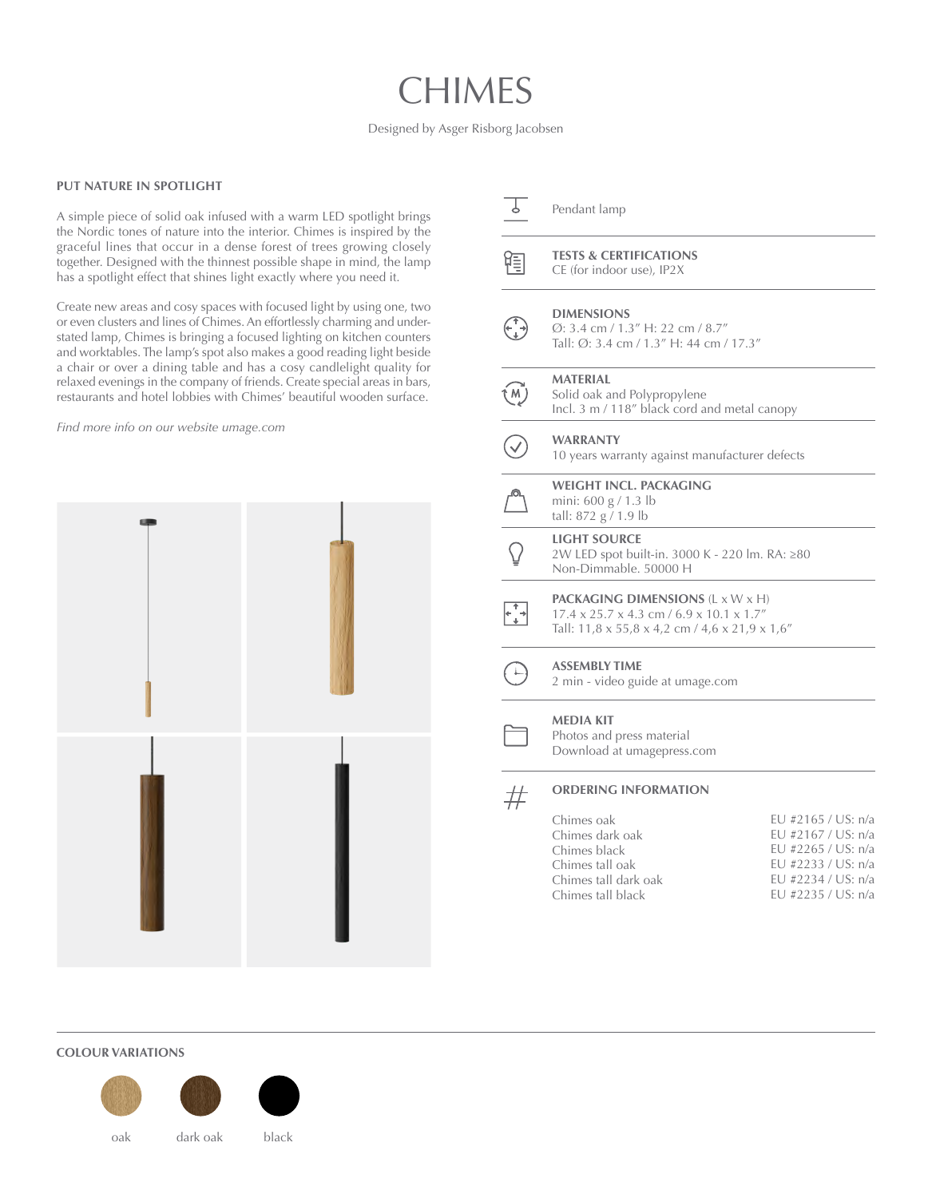# CHIMES

Designed by Asger Risborg Jacobsen

## PUT NATURE IN SPOTLIGHT

A simple piece of solid oak infused with a warm LED spotlight brings the Nordic tones of nature into the interior. Chimes is inspired by the graceful lines that occur in a dense forest of trees growing closely together. Designed with the thinnest possible shape in mind, the lamp has a spotlight effect that shines light exactly where you need it.

Create new areas and cosy spaces with focused light by using one, two or even clusters and lines of Chimes. An effortlessly charming and understated lamp, Chimes is bringing a focused lighting on kitchen counters and worktables. The lamp's spot also makes a good reading light beside a chair or over a dining table and has a cosy candlelight quality for relaxed evenings in the company of friends. Create special areas in bars, restaurants and hotel lobbies with Chimes' beautiful wooden surface.

*Find more info on our website umage.com*

Pendant lamp

**TESTS & CERTIFICATIONS**
CE (for indoor use), IP2X

**DIMENSIONS**
Ø: 3.4 cm / 1.3″ H: 22 cm / 8.7″
Tall: Ø: 3.4 cm / 1.3″ H: 44 cm / 17.3″

**MATERIAL**
Solid oak and Polypropylene
Incl. 3 m / 118″ black cord and metal canopy

**WARRANTY**
10 years warranty against manufacturer defects

**WEIGHT INCL. PACKAGING**
mini: 600 g / 1.3 lb
tall: 872 g / 1.9 lb

**LIGHT SOURCE**
2W LED spot built-in. 3000 K - 220 lm. RA: ≥80
Non-Dimmable. 50000 H

**PACKAGING DIMENSIONS** (L x W x H)
17.4 x 25.7 x 4.3 cm / 6.9 x 10.1 x 1.7″
Tall: 11,8 x 55,8 x 4,2 cm / 4,6 x 21,9 x 1,6″

**ASSEMBLY TIME**
2 min - video guide at umage.com

**MEDIA KIT**
Photos and press material
Download at umagepress.com

**ORDERING INFORMATION**

| | |
|---|---|
| Chimes oak | EU #2165 / US: n/a |
| Chimes dark oak | EU #2167 / US: n/a |
| Chimes black | EU #2265 / US: n/a |
| Chimes tall oak | EU #2233 / US: n/a |
| Chimes tall dark oak | EU #2234 / US: n/a |
| Chimes tall black | EU #2235 / US: n/a |

## COLOUR VARIATIONS

oak · dark oak · black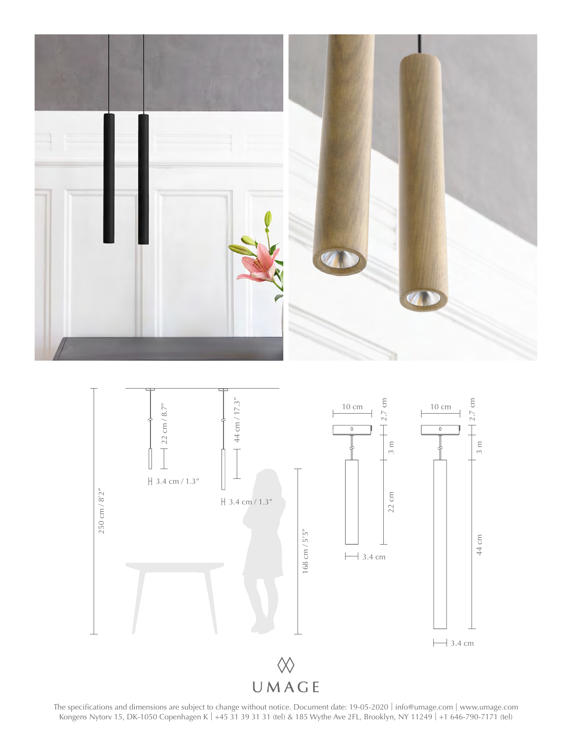250 cm / 8'2"

22 cm / 8.7"

44 cm / 17.3"

3.4 cm / 1.3"

3.4 cm / 1.3"

168 cm / 5'5"

10 cm

2.7 cm

3 m

22 cm

3.4 cm

10 cm

2.7 cm

3 m

44 cm

3.4 cm

UMAGE

The specifications and dimensions are subject to change without notice. Document date: 19-05-2020 | info@umage.com | www.umage.com
Kongens Nytorv 15, DK-1050 Copenhagen K | +45 31 39 31 31 (tel) & 185 Wythe Ave 2FL, Brooklyn, NY 11249 | +1 646-790-7171 (tel)